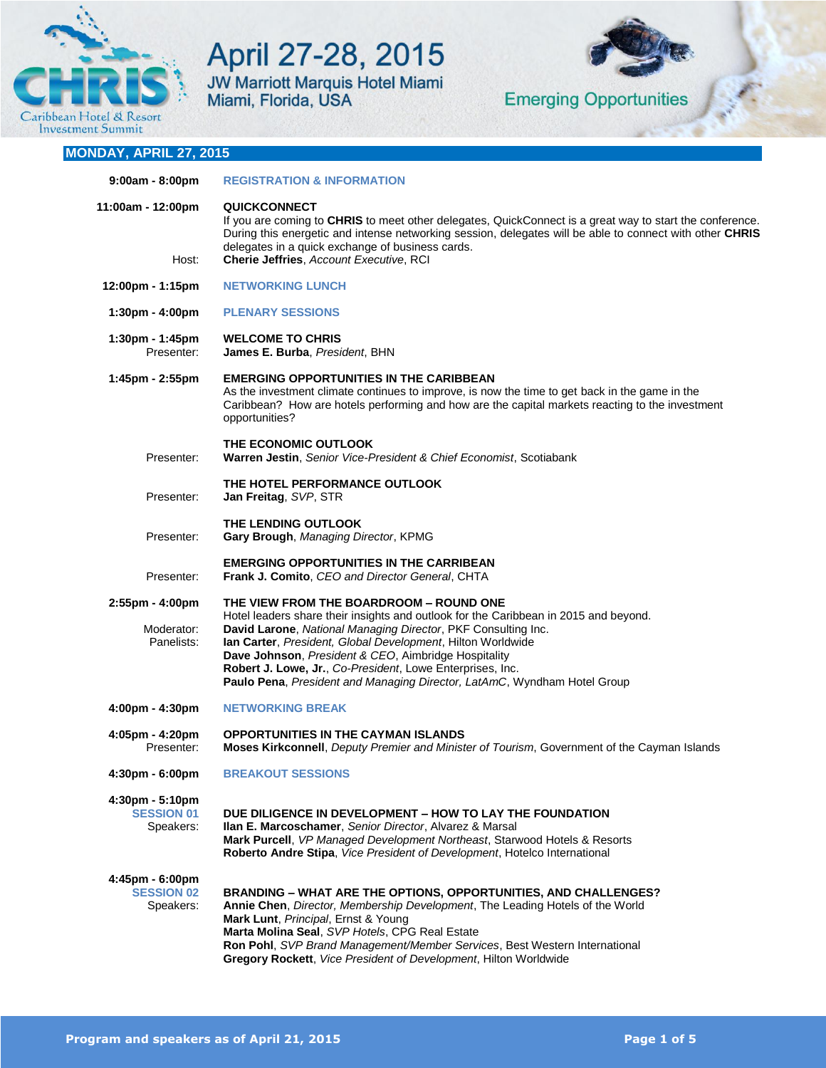# CHRIS – Caribbean Hotel & Resort Investment Summit

## April 27-28, 2015

JW Marriott Marquis Hotel Miami
Miami, Florida, USA

Emerging Opportunities

## MONDAY, APRIL 27, 2015

**9:00am - 8:00pm** — **REGISTRATION & INFORMATION**

**11:00am - 12:00pm** — **QUICKCONNECT**

If you are coming to **CHRIS** to meet other delegates, QuickConnect is a great way to start the conference. During this energetic and intense networking session, delegates will be able to connect with other **CHRIS** delegates in a quick exchange of business cards.

Host: **Cherie Jeffries**, *Account Executive*, RCI

**12:00pm - 1:15pm** — **NETWORKING LUNCH**

**1:30pm - 4:00pm** — **PLENARY SESSIONS**

**1:30pm - 1:45pm** — **WELCOME TO CHRIS**

Presenter: **James E. Burba**, *President*, BHN

**1:45pm - 2:55pm** — **EMERGING OPPORTUNITIES IN THE CARIBBEAN**

As the investment climate continues to improve, is now the time to get back in the game in the Caribbean? How are hotels performing and how are the capital markets reacting to the investment opportunities?

**THE ECONOMIC OUTLOOK**

Presenter: **Warren Jestin**, *Senior Vice-President & Chief Economist*, Scotiabank

**THE HOTEL PERFORMANCE OUTLOOK**

Presenter: **Jan Freitag**, *SVP*, STR

**THE LENDING OUTLOOK**

Presenter: **Gary Brough**, *Managing Director*, KPMG

**EMERGING OPPORTUNITIES IN THE CARRIBEAN**

Presenter: **Frank J. Comito**, *CEO and Director General*, CHTA

**2:55pm - 4:00pm** — **THE VIEW FROM THE BOARDROOM – ROUND ONE**

Hotel leaders share their insights and outlook for the Caribbean in 2015 and beyond.

Moderator: **David Larone**, *National Managing Director*, PKF Consulting Inc.

Panelists:
- **Ian Carter**, *President, Global Development*, Hilton Worldwide
- **Dave Johnson**, *President & CEO*, Aimbridge Hospitality
- **Robert J. Lowe, Jr.**, *Co-President*, Lowe Enterprises, Inc.
- **Paulo Pena**, *President and Managing Director, LatAmC*, Wyndham Hotel Group

**4:00pm - 4:30pm** — **NETWORKING BREAK**

**4:05pm - 4:20pm** — **OPPORTUNITIES IN THE CAYMAN ISLANDS**

Presenter: **Moses Kirkconnell**, *Deputy Premier and Minister of Tourism*, Government of the Cayman Islands

**4:30pm - 6:00pm** — **BREAKOUT SESSIONS**

**4:30pm - 5:10pm**
**SESSION 01** — **DUE DILIGENCE IN DEVELOPMENT – HOW TO LAY THE FOUNDATION**

Speakers:
- **Ilan E. Marcoschamer**, *Senior Director*, Alvarez & Marsal
- **Mark Purcell**, *VP Managed Development Northeast*, Starwood Hotels & Resorts
- **Roberto Andre Stipa**, *Vice President of Development*, Hotelco International

**4:45pm - 6:00pm**
**SESSION 02** — **BRANDING – WHAT ARE THE OPTIONS, OPPORTUNITIES, AND CHALLENGES?**

Speakers:
- **Annie Chen**, *Director, Membership Development*, The Leading Hotels of the World
- **Mark Lunt**, *Principal*, Ernst & Young
- **Marta Molina Seal**, *SVP Hotels*, CPG Real Estate
- **Ron Pohl**, *SVP Brand Management/Member Services*, Best Western International
- **Gregory Rockett**, *Vice President of Development*, Hilton Worldwide

Program and speakers as of April 21, 2015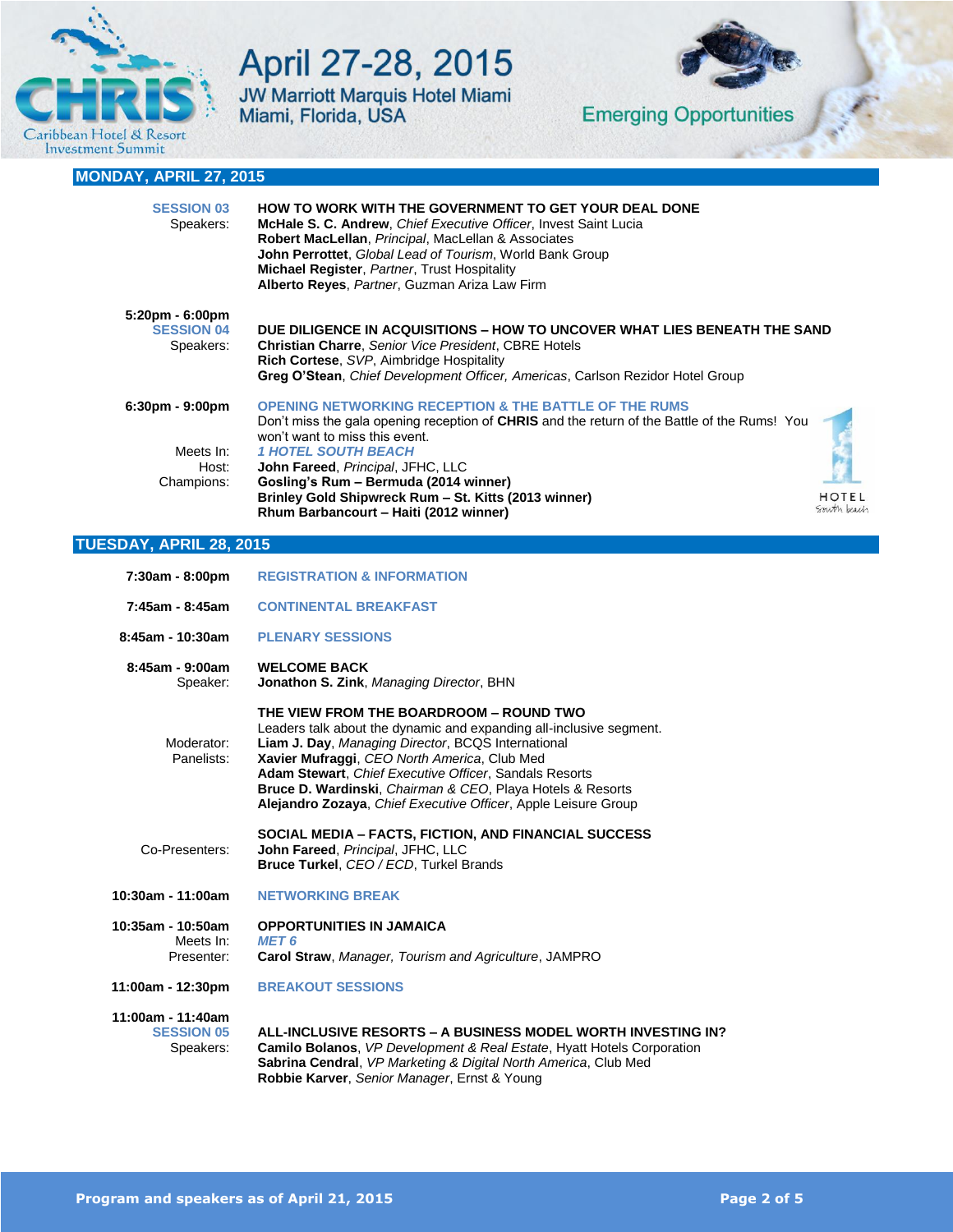April 27-28, 2015
JW Marriott Marquis Hotel Miami
Miami, Florida, USA

Emerging Opportunities

## MONDAY, APRIL 27, 2015

**SESSION 03** — **HOW TO WORK WITH THE GOVERNMENT TO GET YOUR DEAL DONE**

Speakers:
**McHale S. C. Andrew**, *Chief Executive Officer*, Invest Saint Lucia
**Robert MacLellan**, *Principal*, MacLellan & Associates
**John Perrottet**, *Global Lead of Tourism*, World Bank Group
**Michael Register**, *Partner*, Trust Hospitality
**Alberto Reyes**, *Partner*, Guzman Ariza Law Firm

**5:20pm - 6:00pm**
**SESSION 04** — **DUE DILIGENCE IN ACQUISITIONS – HOW TO UNCOVER WHAT LIES BENEATH THE SAND**

Speakers:
**Christian Charre**, *Senior Vice President*, CBRE Hotels
**Rich Cortese**, *SVP*, Aimbridge Hospitality
**Greg O'Stean**, *Chief Development Officer, Americas*, Carlson Rezidor Hotel Group

**6:30pm - 9:00pm** — **OPENING NETWORKING RECEPTION & THE BATTLE OF THE RUMS**

Don't miss the gala opening reception of **CHRIS** and the return of the Battle of the Rums! You won't want to miss this event.

Meets In: ***1 HOTEL SOUTH BEACH***
Host: **John Fareed**, *Principal*, JFHC, LLC
Champions:
**Gosling's Rum – Bermuda (2014 winner)**
**Brinley Gold Shipwreck Rum – St. Kitts (2013 winner)**
**Rhum Barbancourt – Haiti (2012 winner)**

## TUESDAY, APRIL 28, 2015

**7:30am - 8:00pm** — **REGISTRATION & INFORMATION**

**7:45am - 8:45am** — **CONTINENTAL BREAKFAST**

**8:45am - 10:30am** — **PLENARY SESSIONS**

**8:45am - 9:00am** — **WELCOME BACK**
Speaker: **Jonathon S. Zink**, *Managing Director*, BHN

**THE VIEW FROM THE BOARDROOM – ROUND TWO**
Leaders talk about the dynamic and expanding all-inclusive segment.
Moderator: **Liam J. Day**, *Managing Director*, BCQS International
Panelists:
**Xavier Mufraggi**, *CEO North America*, Club Med
**Adam Stewart**, *Chief Executive Officer*, Sandals Resorts
**Bruce D. Wardinski**, *Chairman & CEO*, Playa Hotels & Resorts
**Alejandro Zozaya**, *Chief Executive Officer*, Apple Leisure Group

**SOCIAL MEDIA – FACTS, FICTION, AND FINANCIAL SUCCESS**
Co-Presenters:
**John Fareed**, *Principal*, JFHC, LLC
**Bruce Turkel**, *CEO / ECD*, Turkel Brands

**10:30am - 11:00am** — **NETWORKING BREAK**

**10:35am - 10:50am** — **OPPORTUNITIES IN JAMAICA**
Meets In: ***MET 6***
Presenter: **Carol Straw**, *Manager, Tourism and Agriculture*, JAMPRO

**11:00am - 12:30pm** — **BREAKOUT SESSIONS**

**11:00am - 11:40am**
**SESSION 05** — **ALL-INCLUSIVE RESORTS – A BUSINESS MODEL WORTH INVESTING IN?**

Speakers:
**Camilo Bolanos**, *VP Development & Real Estate*, Hyatt Hotels Corporation
**Sabrina Cendral**, *VP Marketing & Digital North America*, Club Med
**Robbie Karver**, *Senior Manager*, Ernst & Young

Program and speakers as of April 21, 2015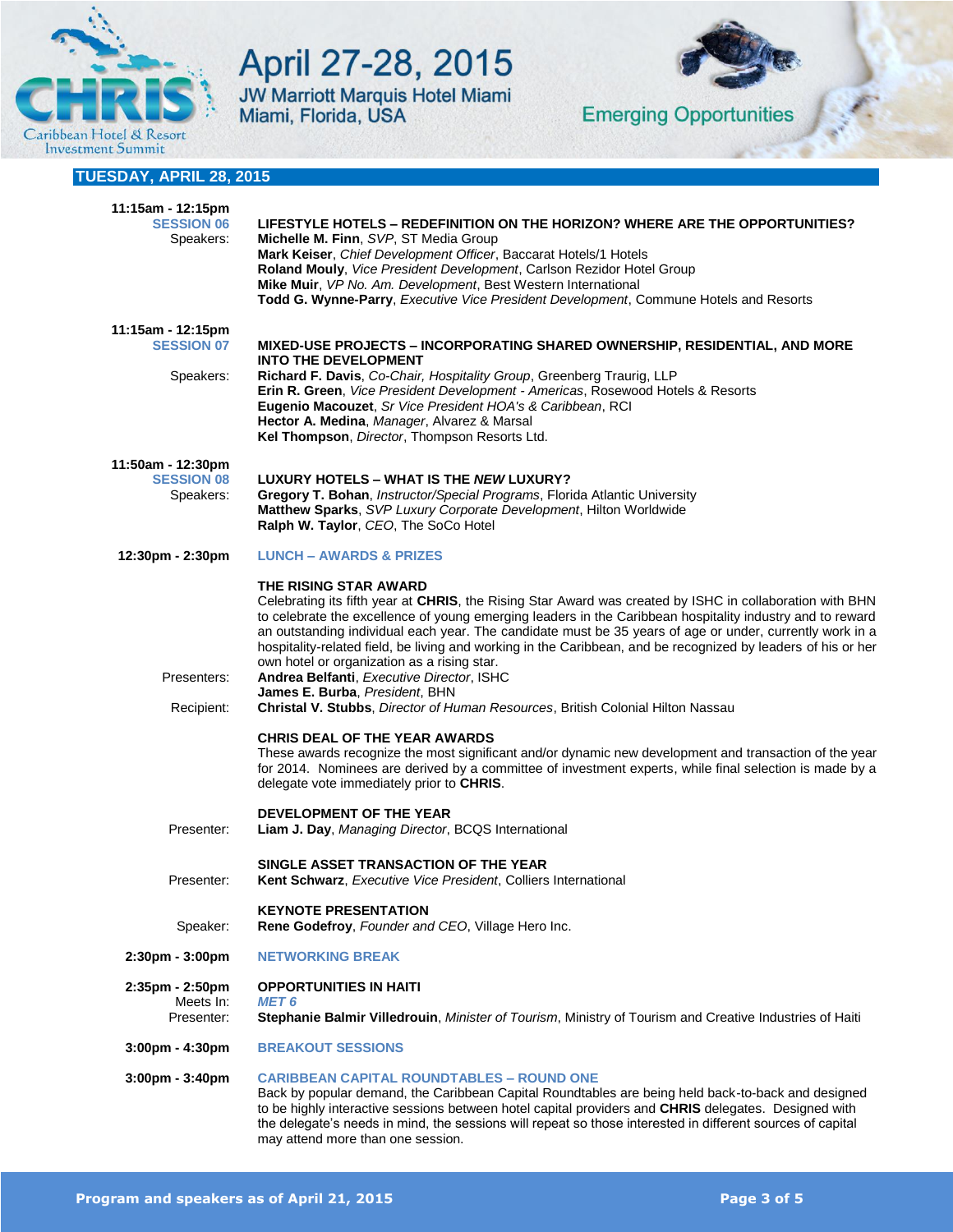## TUESDAY, APRIL 28, 2015

**11:15am - 12:15pm**
**SESSION 06**

**LIFESTYLE HOTELS – REDEFINITION ON THE HORIZON? WHERE ARE THE OPPORTUNITIES?**

Speakers:
**Michelle M. Finn**, *SVP*, ST Media Group
**Mark Keiser**, *Chief Development Officer*, Baccarat Hotels/1 Hotels
**Roland Mouly**, *Vice President Development*, Carlson Rezidor Hotel Group
**Mike Muir**, *VP No. Am. Development*, Best Western International
**Todd G. Wynne-Parry**, *Executive Vice President Development*, Commune Hotels and Resorts

**11:15am - 12:15pm**
**SESSION 07**

**MIXED-USE PROJECTS – INCORPORATING SHARED OWNERSHIP, RESIDENTIAL, AND MORE INTO THE DEVELOPMENT**

Speakers:
**Richard F. Davis**, *Co-Chair, Hospitality Group*, Greenberg Traurig, LLP
**Erin R. Green**, *Vice President Development - Americas*, Rosewood Hotels & Resorts
**Eugenio Macouzet**, *Sr Vice President HOA's & Caribbean*, RCI
**Hector A. Medina**, *Manager*, Alvarez & Marsal
**Kel Thompson**, *Director*, Thompson Resorts Ltd.

**11:50am - 12:30pm**
**SESSION 08**

**LUXURY HOTELS – WHAT IS THE *NEW* LUXURY?**

Speakers:
**Gregory T. Bohan**, *Instructor/Special Programs*, Florida Atlantic University
**Matthew Sparks**, *SVP Luxury Corporate Development*, Hilton Worldwide
**Ralph W. Taylor**, *CEO*, The SoCo Hotel

**12:30pm - 2:30pm**

**LUNCH – AWARDS & PRIZES**

**THE RISING STAR AWARD**

Celebrating its fifth year at **CHRIS**, the Rising Star Award was created by ISHC in collaboration with BHN to celebrate the excellence of young emerging leaders in the Caribbean hospitality industry and to reward an outstanding individual each year. The candidate must be 35 years of age or under, currently work in a hospitality-related field, be living and working in the Caribbean, and be recognized by leaders of his or her own hotel or organization as a rising star.

Presenters:
**Andrea Belfanti**, *Executive Director*, ISHC
**James E. Burba**, *President*, BHN

Recipient:
**Christal V. Stubbs**, *Director of Human Resources*, British Colonial Hilton Nassau

**CHRIS DEAL OF THE YEAR AWARDS**

These awards recognize the most significant and/or dynamic new development and transaction of the year for 2014. Nominees are derived by a committee of investment experts, while final selection is made by a delegate vote immediately prior to **CHRIS**.

**DEVELOPMENT OF THE YEAR**

Presenter:
**Liam J. Day**, *Managing Director*, BCQS International

**SINGLE ASSET TRANSACTION OF THE YEAR**

Presenter:
**Kent Schwarz**, *Executive Vice President*, Colliers International

**KEYNOTE PRESENTATION**

Speaker:
**Rene Godefroy**, *Founder and CEO*, Village Hero Inc.

**2:30pm - 3:00pm**

**NETWORKING BREAK**

**2:35pm - 2:50pm**

**OPPORTUNITIES IN HAITI**

Meets In: ***MET 6***

Presenter:
**Stephanie Balmir Villedrouin**, *Minister of Tourism*, Ministry of Tourism and Creative Industries of Haiti

**3:00pm - 4:30pm**

**BREAKOUT SESSIONS**

**3:00pm - 3:40pm**

**CARIBBEAN CAPITAL ROUNDTABLES – ROUND ONE**

Back by popular demand, the Caribbean Capital Roundtables are being held back-to-back and designed to be highly interactive sessions between hotel capital providers and **CHRIS** delegates. Designed with the delegate's needs in mind, the sessions will repeat so those interested in different sources of capital may attend more than one session.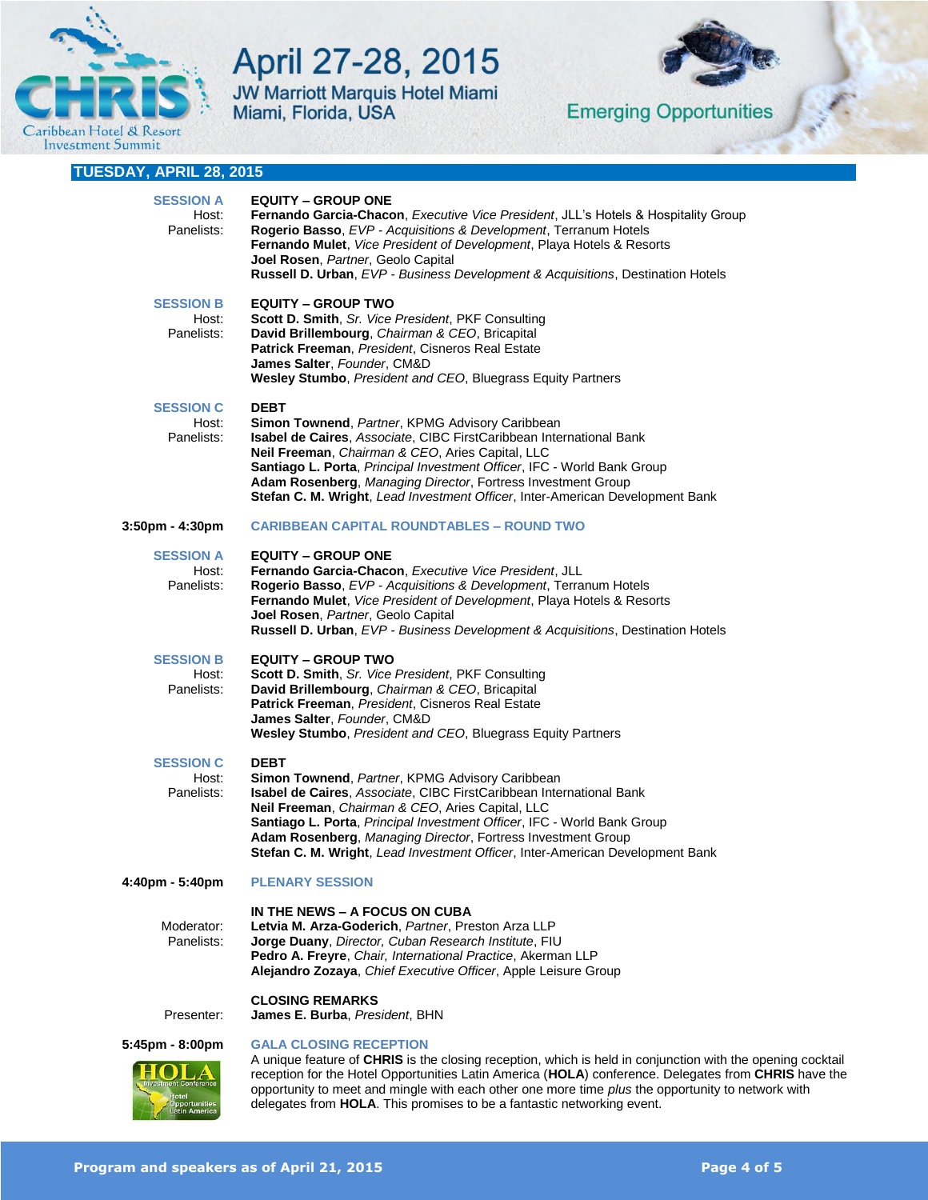## TUESDAY, APRIL 28, 2015

**SESSION A** — **EQUITY – GROUP ONE**

Host: **Fernando Garcia-Chacon**, *Executive Vice President*, JLL's Hotels & Hospitality Group

Panelists:
- **Rogerio Basso**, *EVP - Acquisitions & Development*, Terranum Hotels
- **Fernando Mulet**, *Vice President of Development*, Playa Hotels & Resorts
- **Joel Rosen**, *Partner*, Geolo Capital
- **Russell D. Urban**, *EVP - Business Development & Acquisitions*, Destination Hotels

**SESSION B** — **EQUITY – GROUP TWO**

Host: **Scott D. Smith**, *Sr. Vice President*, PKF Consulting

Panelists:
- **David Brillembourg**, *Chairman & CEO*, Bricapital
- **Patrick Freeman**, *President*, Cisneros Real Estate
- **James Salter**, *Founder*, CM&D
- **Wesley Stumbo**, *President and CEO*, Bluegrass Equity Partners

**SESSION C** — **DEBT**

Host: **Simon Townend**, *Partner*, KPMG Advisory Caribbean

Panelists:
- **Isabel de Caires**, *Associate*, CIBC FirstCaribbean International Bank
- **Neil Freeman**, *Chairman & CEO*, Aries Capital, LLC
- **Santiago L. Porta**, *Principal Investment Officer*, IFC - World Bank Group
- **Adam Rosenberg**, *Managing Director*, Fortress Investment Group
- **Stefan C. M. Wright**, *Lead Investment Officer*, Inter-American Development Bank

### 3:50pm - 4:30pm — CARIBBEAN CAPITAL ROUNDTABLES – ROUND TWO

**SESSION A** — **EQUITY – GROUP ONE**

Host: **Fernando Garcia-Chacon**, *Executive Vice President*, JLL

Panelists:
- **Rogerio Basso**, *EVP - Acquisitions & Development*, Terranum Hotels
- **Fernando Mulet**, *Vice President of Development*, Playa Hotels & Resorts
- **Joel Rosen**, *Partner*, Geolo Capital
- **Russell D. Urban**, *EVP - Business Development & Acquisitions*, Destination Hotels

**SESSION B** — **EQUITY – GROUP TWO**

Host: **Scott D. Smith**, *Sr. Vice President*, PKF Consulting

Panelists:
- **David Brillembourg**, *Chairman & CEO*, Bricapital
- **Patrick Freeman**, *President*, Cisneros Real Estate
- **James Salter**, *Founder*, CM&D
- **Wesley Stumbo**, *President and CEO*, Bluegrass Equity Partners

**SESSION C** — **DEBT**

Host: **Simon Townend**, *Partner*, KPMG Advisory Caribbean

Panelists:
- **Isabel de Caires**, *Associate*, CIBC FirstCaribbean International Bank
- **Neil Freeman**, *Chairman & CEO*, Aries Capital, LLC
- **Santiago L. Porta**, *Principal Investment Officer*, IFC - World Bank Group
- **Adam Rosenberg**, *Managing Director*, Fortress Investment Group
- **Stefan C. M. Wright**, *Lead Investment Officer*, Inter-American Development Bank

### 4:40pm - 5:40pm — PLENARY SESSION

**IN THE NEWS – A FOCUS ON CUBA**

Moderator: **Letvia M. Arza-Goderich**, *Partner*, Preston Arza LLP

Panelists:
- **Jorge Duany**, *Director, Cuban Research Institute*, FIU
- **Pedro A. Freyre**, *Chair, International Practice*, Akerman LLP
- **Alejandro Zozaya**, *Chief Executive Officer*, Apple Leisure Group

**CLOSING REMARKS**

Presenter: **James E. Burba**, *President*, BHN

### 5:45pm - 8:00pm — GALA CLOSING RECEPTION

A unique feature of **CHRIS** is the closing reception, which is held in conjunction with the opening cocktail reception for the Hotel Opportunities Latin America (**HOLA**) conference. Delegates from **CHRIS** have the opportunity to meet and mingle with each other one more time *plus* the opportunity to network with delegates from **HOLA**. This promises to be a fantastic networking event.

Program and speakers as of April 21, 2015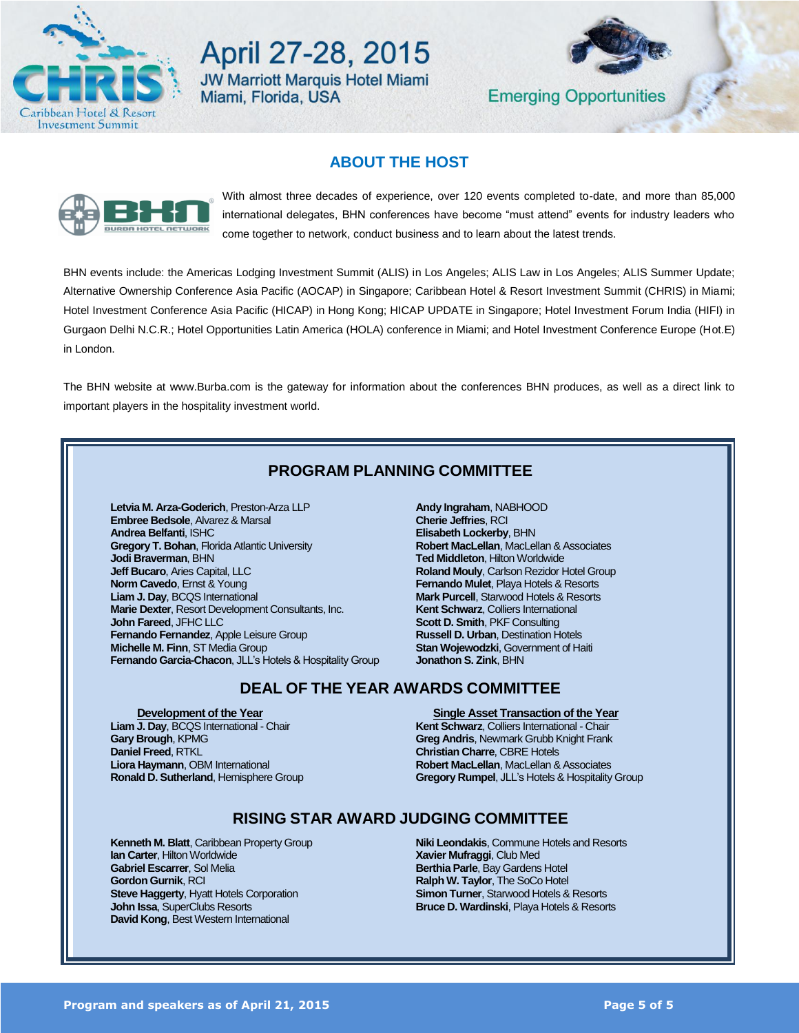## ABOUT THE HOST

With almost three decades of experience, over 120 events completed to-date, and more than 85,000 international delegates, BHN conferences have become "must attend" events for industry leaders who come together to network, conduct business and to learn about the latest trends.

BHN events include: the Americas Lodging Investment Summit (ALIS) in Los Angeles; ALIS Law in Los Angeles; ALIS Summer Update; Alternative Ownership Conference Asia Pacific (AOCAP) in Singapore; Caribbean Hotel & Resort Investment Summit (CHRIS) in Miami; Hotel Investment Conference Asia Pacific (HICAP) in Hong Kong; HICAP UPDATE in Singapore; Hotel Investment Forum India (HIFI) in Gurgaon Delhi N.C.R.; Hotel Opportunities Latin America (HOLA) conference in Miami; and Hotel Investment Conference Europe (Hot.E) in London.

The BHN website at www.Burba.com is the gateway for information about the conferences BHN produces, as well as a direct link to important players in the hospitality investment world.

## PROGRAM PLANNING COMMITTEE

**Letvia M. Arza-Goderich**, Preston-Arza LLP
**Embree Bedsole**, Alvarez & Marsal
**Andrea Belfanti**, ISHC
**Gregory T. Bohan**, Florida Atlantic University
**Jodi Braverman**, BHN
**Jeff Bucaro**, Aries Capital, LLC
**Norm Cavedo**, Ernst & Young
**Liam J. Day**, BCQS International
**Marie Dexter**, Resort Development Consultants, Inc.
**John Fareed**, JFHC LLC
**Fernando Fernandez**, Apple Leisure Group
**Michelle M. Finn**, ST Media Group
**Fernando Garcia-Chacon**, JLL's Hotels & Hospitality Group
**Andy Ingraham**, NABHOOD
**Cherie Jeffries**, RCI
**Elisabeth Lockerby**, BHN
**Robert MacLellan**, MacLellan & Associates
**Ted Middleton**, Hilton Worldwide
**Roland Mouly**, Carlson Rezidor Hotel Group
**Fernando Mulet**, Playa Hotels & Resorts
**Mark Purcell**, Starwood Hotels & Resorts
**Kent Schwarz**, Colliers International
**Scott D. Smith**, PKF Consulting
**Russell D. Urban**, Destination Hotels
**Stan Wojewodzki**, Government of Haiti
**Jonathon S. Zink**, BHN

## DEAL OF THE YEAR AWARDS COMMITTEE

**Development of the Year**

**Liam J. Day**, BCQS International - Chair
**Gary Brough**, KPMG
**Daniel Freed**, RTKL
**Liora Haymann**, OBM International
**Ronald D. Sutherland**, Hemisphere Group

**Single Asset Transaction of the Year**

**Kent Schwarz**, Colliers International - Chair
**Greg Andris**, Newmark Grubb Knight Frank
**Christian Charre**, CBRE Hotels
**Robert MacLellan**, MacLellan & Associates
**Gregory Rumpel**, JLL's Hotels & Hospitality Group

## RISING STAR AWARD JUDGING COMMITTEE

**Kenneth M. Blatt**, Caribbean Property Group
**Ian Carter**, Hilton Worldwide
**Gabriel Escarrer**, Sol Melia
**Gordon Gurnik**, RCI
**Steve Haggerty**, Hyatt Hotels Corporation
**John Issa**, SuperClubs Resorts
**David Kong**, Best Western International
**Niki Leondakis**, Commune Hotels and Resorts
**Xavier Mufraggi**, Club Med
**Berthia Parle**, Bay Gardens Hotel
**Ralph W. Taylor**, The SoCo Hotel
**Simon Turner**, Starwood Hotels & Resorts
**Bruce D. Wardinski**, Playa Hotels & Resorts